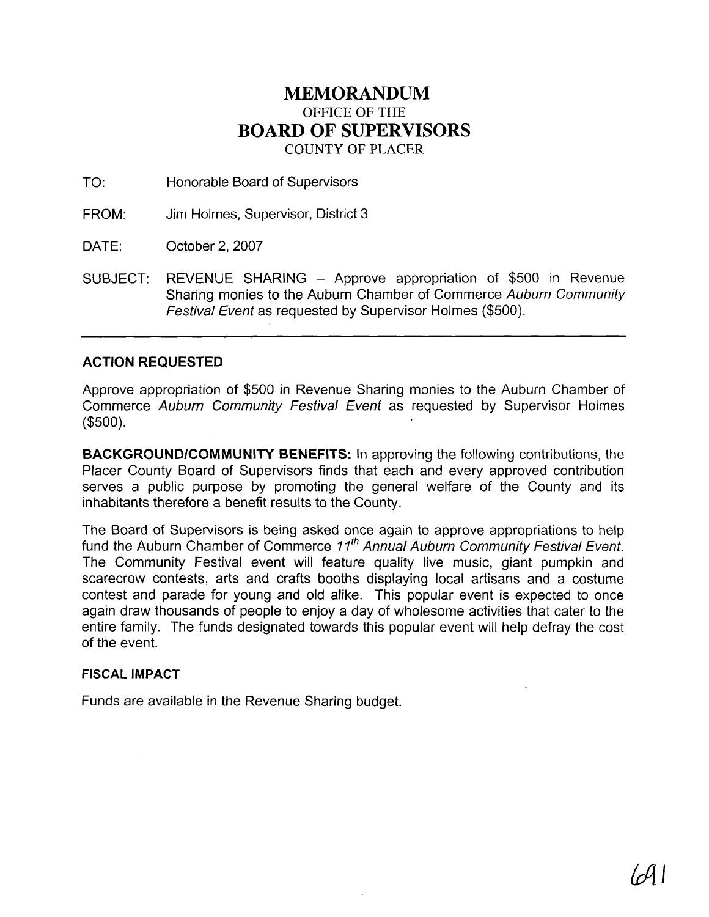# MEMORANDUM

## OFFICE OF THE

# BOARD OF SUPERVISORS

## COUNTY OF PLACER

TO: Honorable Board of Supervisors

FROM: Jim Holmes, Supervisor, District 3

DATE: October 2, 2007

SUBJECT: REVENUE SHARING – Approve appropriation of $500 in Revenue Sharing monies to the Auburn Chamber of Commerce *Auburn Community Festival Event* as requested by Supervisor Holmes ($500).

---

### ACTION REQUESTED

Approve appropriation of $500 in Revenue Sharing monies to the Auburn Chamber of Commerce *Auburn Community Festival Event* as requested by Supervisor Holmes ($500).

**BACKGROUND/COMMUNITY BENEFITS:** In approving the following contributions, the Placer County Board of Supervisors finds that each and every approved contribution serves a public purpose by promoting the general welfare of the County and its inhabitants therefore a benefit results to the County.

The Board of Supervisors is being asked once again to approve appropriations to help fund the Auburn Chamber of Commerce *11th Annual Auburn Community Festival Event*. The Community Festival event will feature quality live music, giant pumpkin and scarecrow contests, arts and crafts booths displaying local artisans and a costume contest and parade for young and old alike. This popular event is expected to once again draw thousands of people to enjoy a day of wholesome activities that cater to the entire family. The funds designated towards this popular event will help defray the cost of the event.

### FISCAL IMPACT

Funds are available in the Revenue Sharing budget.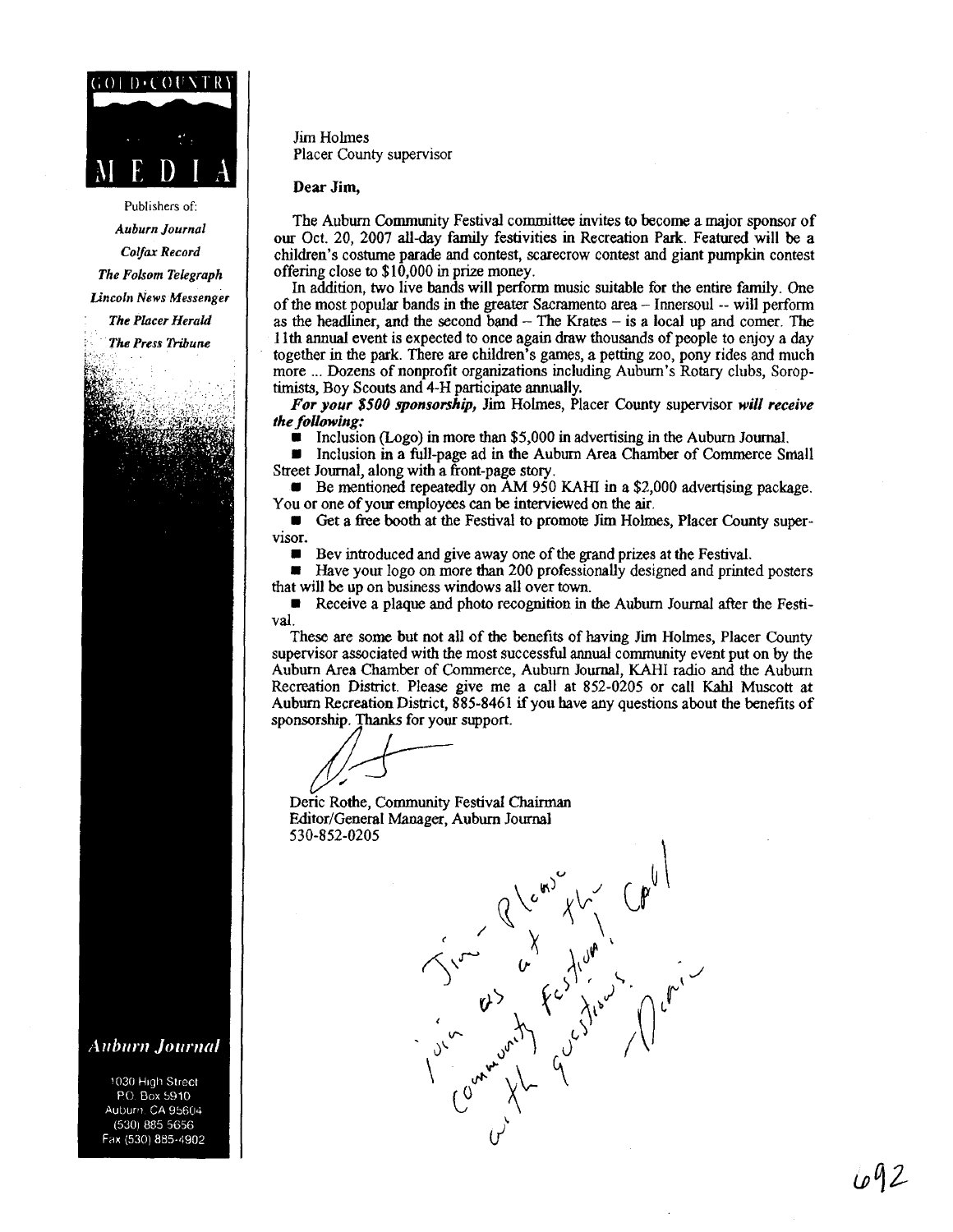GOLD•COUNTRY

MEDIA

Publishers of:

*Auburn Journal*

*Colfax Record*

*The Folsom Telegraph*

*Lincoln News Messenger*

*The Placer Herald*

*The Press Tribune*

Jim Holmes
Placer County supervisor

**Dear Jim,**

The Auburn Community Festival committee invites to become a major sponsor of our Oct. 20, 2007 all-day family festivities in Recreation Park. Featured will be a children's costume parade and contest, scarecrow contest and giant pumpkin contest offering close to $10,000 in prize money.

In addition, two live bands will perform music suitable for the entire family. One of the most popular bands in the greater Sacramento area – Innersoul -- will perform as the headliner, and the second band – The Krates – is a local up and comer. The 11th annual event is expected to once again draw thousands of people to enjoy a day together in the park. There are children's games, a petting zoo, pony rides and much more ... Dozens of nonprofit organizations including Auburn's Rotary clubs, Soroptimists, Boy Scouts and 4-H participate annually.

***For your $500 sponsorship,*** Jim Holmes, Placer County supervisor ***will receive the following:***

- Inclusion (Logo) in more than $5,000 in advertising in the Auburn Journal.
- Inclusion in a full-page ad in the Auburn Area Chamber of Commerce Small Street Journal, along with a front-page story.
- Be mentioned repeatedly on AM 950 KAHI in a $2,000 advertising package. You or one of your employees can be interviewed on the air.
- Get a free booth at the Festival to promote Jim Holmes, Placer County supervisor.
- Bev introduced and give away one of the grand prizes at the Festival.
- Have your logo on more than 200 professionally designed and printed posters that will be up on business windows all over town.
- Receive a plaque and photo recognition in the Auburn Journal after the Festival.

These are some but not all of the benefits of having Jim Holmes, Placer County supervisor associated with the most successful annual community event put on by the Auburn Area Chamber of Commerce, Auburn Journal, KAHI radio and the Auburn Recreation District. Please give me a call at 852-0205 or call Kahl Muscott at Auburn Recreation District, 885-8461 if you have any questions about the benefits of sponsorship. Thanks for your support.

Deric Rothe, Community Festival Chairman
Editor/General Manager, Auburn Journal
530-852-0205

Jim – Please join us at the community festival! Call with questions. – Deric

*Auburn Journal*

1030 High Street
P.O. Box 5910
Auburn, CA 95604
(530) 885 5656
Fax (530) 885-4902